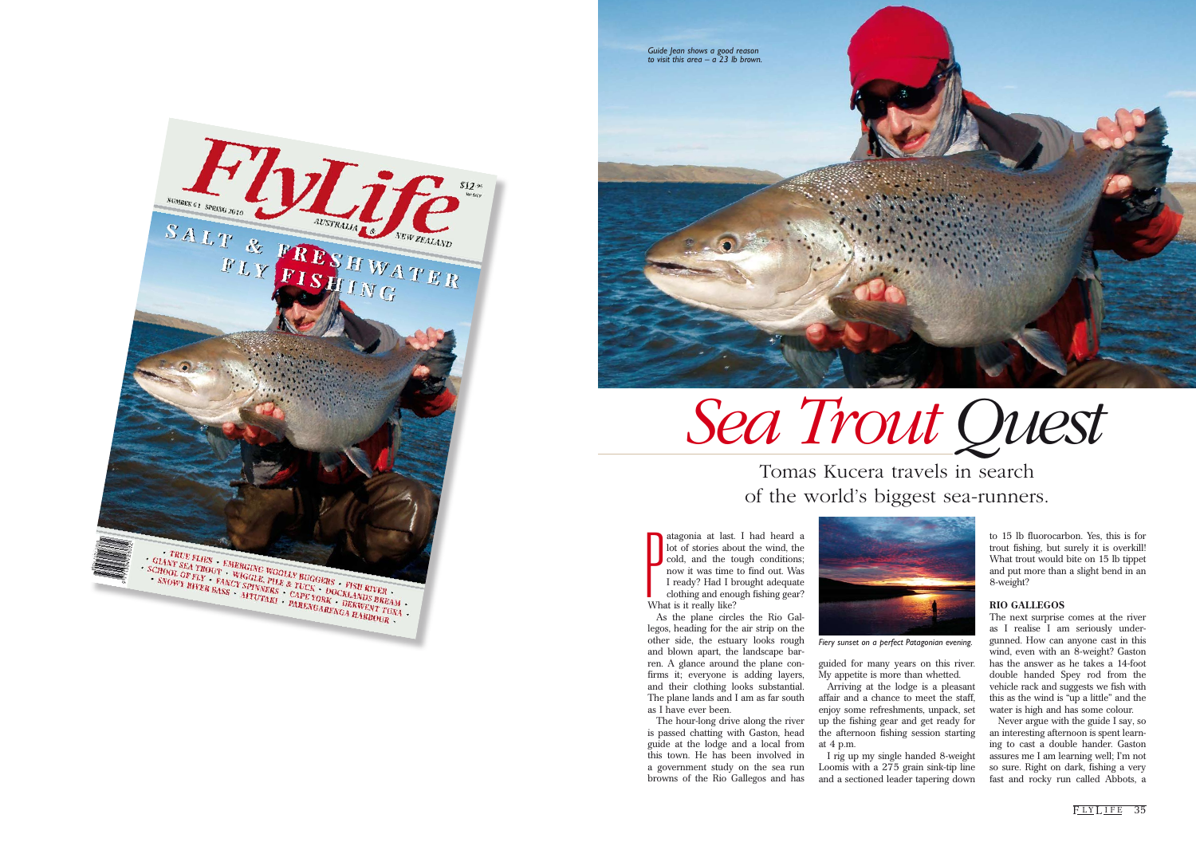*Guide Jean shows a good reason to visit this area – a 23 lb brown.*

# Sea Trout Quest

## Tomas Kucera travels in search of the world's biggest sea-runners.

Patagonia at last. I had heard a lot of stories about the wind, the cold, and the tough conditions; now it was time to find out. Was I ready? Had I brought adequate clothing and enough fishing gear? What is it really like?

As the plane circles the Rio Gallegos, heading for the air strip on the other side, the estuary looks rough and blown apart, the landscape barren. A glance around the plane confirms it; everyone is adding layers, and their clothing looks substantial. The plane lands and I am as far south as I have ever been.

The hour-long drive along the river is passed chatting with Gaston, head guide at the lodge and a local from this town. He has been involved in a government study on the sea run browns of the Rio Gallegos and has guided for many years on this river. My appetite is more than whetted.

*Fiery sunset on a perfect Patagonian evening.*

Arriving at the lodge is a pleasant affair and a chance to meet the staff, enjoy some refreshments, unpack, set up the fishing gear and get ready for the afternoon fishing session starting at 4 p.m.

I rig up my single handed 8-weight Loomis with a 275 grain sink-tip line and a sectioned leader tapering down to 15 lb fluorocarbon. Yes, this is for trout fishing, but surely it is overkill! What trout would bite on 15 lb tippet and put more than a slight bend in an 8-weight?

### RIO GALLEGOS

The next surprise comes at the river as I realise I am seriously undergunned. How can anyone cast in this wind, even with an 8-weight? Gaston has the answer as he takes a 14-foot double handed Spey rod from the vehicle rack and suggests we fish with this as the wind is "up a little" and the water is high and has some colour.

Never argue with the guide I say, so an interesting afternoon is spent learning to cast a double hander. Gaston assures me I am learning well; I'm not so sure. Right on dark, fishing a very fast and rocky run called Abbots, a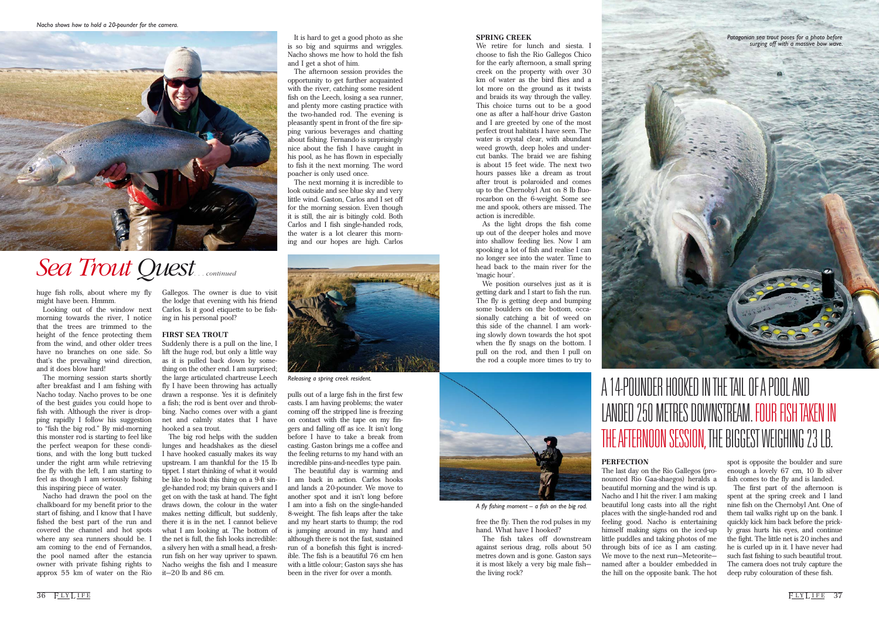Nacho shows how to hold a 20-pounder for the camera.

# Sea Trout Quest *. . . continued*

huge fish rolls, about where my fly might have been. Hmmm.

Looking out of the window next morning towards the river, I notice that the trees are trimmed to the height of the fence protecting them from the wind, and other older trees have no branches on one side. So that's the prevailing wind direction, and it does blow hard!

The morning session starts shortly after breakfast and I am fishing with Nacho today. Nacho proves to be one of the best guides you could hope to fish with. Although the river is dropping rapidly I follow his suggestion to "fish the big rod." By mid-morning this monster rod is starting to feel like the perfect weapon for these conditions, and with the long butt tucked under the right arm while retrieving the fly with the left, I am starting to feel as though I am seriously fishing this inspiring piece of water.

Nacho had drawn the pool on the chalkboard for my benefit prior to the start of fishing, and I know that I have fished the best part of the run and covered the channel and hot spots where any sea runners should be. I am coming to the end of Fernandos, the pool named after the estancia owner with private fishing rights to approx 55 km of water on the Rio Gallegos. The owner is due to visit the lodge that evening with his friend Carlos. Is it good etiquette to be fishing in his personal pool?

### FIRST SEA TROUT

Suddenly there is a pull on the line, I lift the huge rod, but only a little way as it is pulled back down by something on the other end. I am surprised; the large articulated chartreuse Leech fly I have been throwing has actually drawn a response. Yes it is definitely a fish; the rod is bent over and throbbing. Nacho comes over with a giant net and calmly states that I have hooked a sea trout.

The big rod helps with the sudden lunges and headshakes as the diesel I have hooked casually makes its way upstream. I am thankful for the 15 lb tippet. I start thinking of what it would be like to hook this thing on a 9-ft single-handed rod; my brain quivers and I get on with the task at hand. The fight draws down, the colour in the water makes netting difficult, but suddenly, there it is in the net. I cannot believe what I am looking at. The bottom of the net is full, the fish looks incredible: a silvery hen with a small head, a fresh-run fish on her way upriver to spawn. Nacho weighs the fish and I measure it—20 lb and 86 cm.

It is hard to get a good photo as she is so big and squirms and wriggles. Nacho shows me how to hold the fish and I get a shot of him.

The afternoon session provides the opportunity to get further acquainted with the river, catching some resident fish on the Leech, losing a sea runner, and plenty more casting practice with the two-handed rod. The evening is pleasantly spent in front of the fire sipping various beverages and chatting about fishing. Fernando is surprisingly nice about the fish I have caught in his pool, as he has flown in especially to fish it the next morning. The word poacher is only used once.

The next morning it is incredible to look outside and see blue sky and very little wind. Gaston, Carlos and I set off for the morning session. Even though it is still, the air is bitingly cold. Both Carlos and I fish single-handed rods, the water is a lot clearer this morning and our hopes are high. Carlos pulls out of a large fish in the first few casts. I am having problems; the water coming off the stripped line is freezing on contact with the tape on my fingers and falling off as ice. It isn't long before I have to take a break from casting. Gaston brings me a coffee and the feeling returns to my hand with an incredible pins-and-needles type pain.

Releasing a spring creek resident.

The beautiful day is warming and I am back in action. Carlos hooks and lands a 20-pounder. We move to another spot and it isn't long before I am into a fish on the single-handed 8-weight. The fish leaps after the take and my heart starts to thump; the rod is jumping around in my hand and although there is not the fast, sustained run of a bonefish this fight is incredible. The fish is a beautiful 76 cm hen with a little colour; Gaston says she has been in the river for over a month.

### SPRING CREEK

We retire for lunch and siesta. I choose to fish the Rio Gallegos Chico for the early afternoon, a small spring creek on the property with over 30 km of water as the bird flies and a lot more on the ground as it twists and braids its way through the valley. This choice turns out to be a good one as after a half-hour drive Gaston and I are greeted by one of the most perfect trout habitats I have seen. The water is crystal clear, with abundant weed growth, deep holes and undercut banks. The braid we are fishing is about 15 feet wide. The next two hours passes like a dream as trout after trout is polaroided and comes up to the Chernobyl Ant on 8 lb fluorocarbon on the 6-weight. Some see me and spook, others are missed. The action is incredible.

As the light drops the fish come up out of the deeper holes and move into shallow feeding lies. Now I am spooking a lot of fish and realise I can no longer see into the water. Time to head back to the main river for the 'magic hour'.

We position ourselves just as it is getting dark and I start to fish the run. The fly is getting deep and bumping some boulders on the bottom, occasionally catching a bit of weed on this side of the channel. I am working slowly down towards the hot spot when the fly snags on the bottom. I pull on the rod, and then I pull on the rod a couple more times to try to free the fly. Then the rod pulses in my hand. What have I hooked?

A fly fishing moment – a fish on the big rod.

The fish takes off downstream against serious drag, rolls about 50 metres down and is gone. Gaston says it is most likely a very big male fish—the living rock?

Patagonian sea trout poses for a photo before surging off with a massive bow wave.

## A 14-POUNDER HOOKED IN THE TAIL OF A POOL AND LANDED 250 METRES DOWNSTREAM. FOUR FISH TAKEN IN THE AFTERNOON SESSION, THE BIGGEST WEIGHING 23 LB.

### PERFECTION

The last day on the Rio Gallegos (pronounced Rio Gaa-shaegos) heralds a beautiful morning and the wind is up. Nacho and I hit the river. I am making beautiful long casts into all the right places with the single-handed rod and feeling good. Nacho is entertaining himself making signs on the iced-up little puddles and taking photos of me through bits of ice as I am casting. We move to the next run—Meteorite—named after a boulder embedded in the hill on the opposite bank. The hot spot is opposite the boulder and sure enough a lovely 67 cm, 10 lb silver fish comes to the fly and is landed.

The first part of the afternoon is spent at the spring creek and I land nine fish on the Chernobyl Ant. One of them tail walks right up on the bank. I quickly kick him back before the prickly grass hurts his eyes, and continue the fight. The little net is 20 inches and he is curled up in it. I have never had such fast fishing to such beautiful trout. The camera does not truly capture the deep ruby colouration of these fish.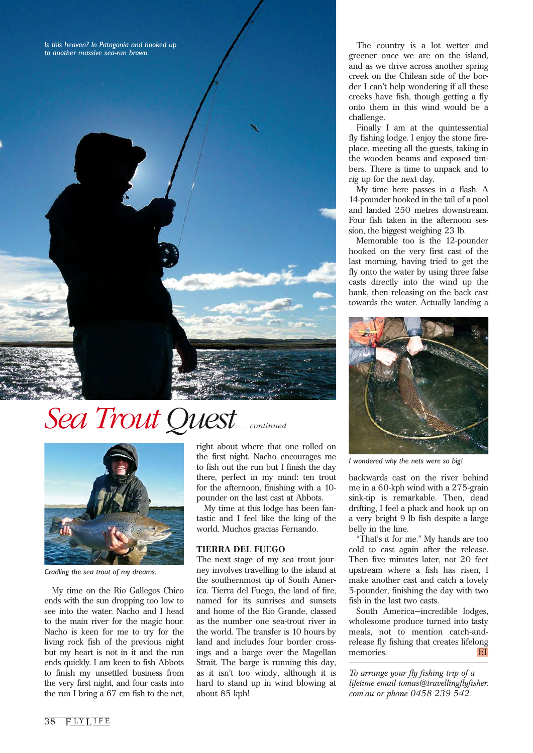*Is this heaven? In Patagonia and hooked up to another massive sea-run brown.*

# *Sea Trout Quest... continued*

*Cradling the sea trout of my dreams.*

My time on the Rio Gallegos Chico ends with the sun dropping too low to see into the water. Nacho and I head to the main river for the magic hour. Nacho is keen for me to try for the living rock fish of the previous night but my heart is not in it and the run ends quickly. I am keen to fish Abbots to finish my unsettled business from the very first night, and four casts into the run I bring a 67 cm fish to the net, right about where that one rolled on the first night. Nacho encourages me to fish out the run but I finish the day there, perfect in my mind: ten trout for the afternoon, finishing with a 10-pounder on the last cast at Abbots.

My time at this lodge has been fantastic and I feel like the king of the world. Muchos gracias Fernando.

## TIERRA DEL FUEGO

The next stage of my sea trout journey involves travelling to the island at the southernmost tip of South America. Tierra del Fuego, the land of fire, named for its sunrises and sunsets and home of the Rio Grande, classed as the number one sea-trout river in the world. The transfer is 10 hours by land and includes four border crossings and a barge over the Magellan Strait. The barge is running this day, as it isn't too windy, although it is hard to stand up in wind blowing at about 85 kph!

The country is a lot wetter and greener once we are on the island, and as we drive across another spring creek on the Chilean side of the border I can't help wondering if all these creeks have fish, though getting a fly onto them in this wind would be a challenge.

Finally I am at the quintessential fly fishing lodge. I enjoy the stone fireplace, meeting all the guests, taking in the wooden beams and exposed timbers. There is time to unpack and to rig up for the next day.

My time here passes in a flash. A 14-pounder hooked in the tail of a pool and landed 250 metres downstream. Four fish taken in the afternoon session, the biggest weighing 23 lb.

Memorable too is the 12-pounder hooked on the very first cast of the last morning, having tried to get the fly onto the water by using three false casts directly into the wind up the bank, then releasing on the back cast towards the water. Actually landing a backwards cast on the river behind me in a 60-kph wind with a 275-grain sink-tip is remarkable. Then, dead drifting, I feel a pluck and hook up on a very bright 9 lb fish despite a large belly in the line.

*I wondered why the nets were so big!*

"That's it for me." My hands are too cold to cast again after the release. Then five minutes later, not 20 feet upstream where a fish has risen, I make another cast and catch a lovely 5-pounder, finishing the day with two fish in the last two casts.

South America—incredible lodges, wholesome produce turned into tasty meals, not to mention catch-and-release fly fishing that creates lifelong memories. FL

*To arrange your fly fishing trip of a lifetime email tomas@travellingflyfisher.com.au or phone 0458 239 542.*